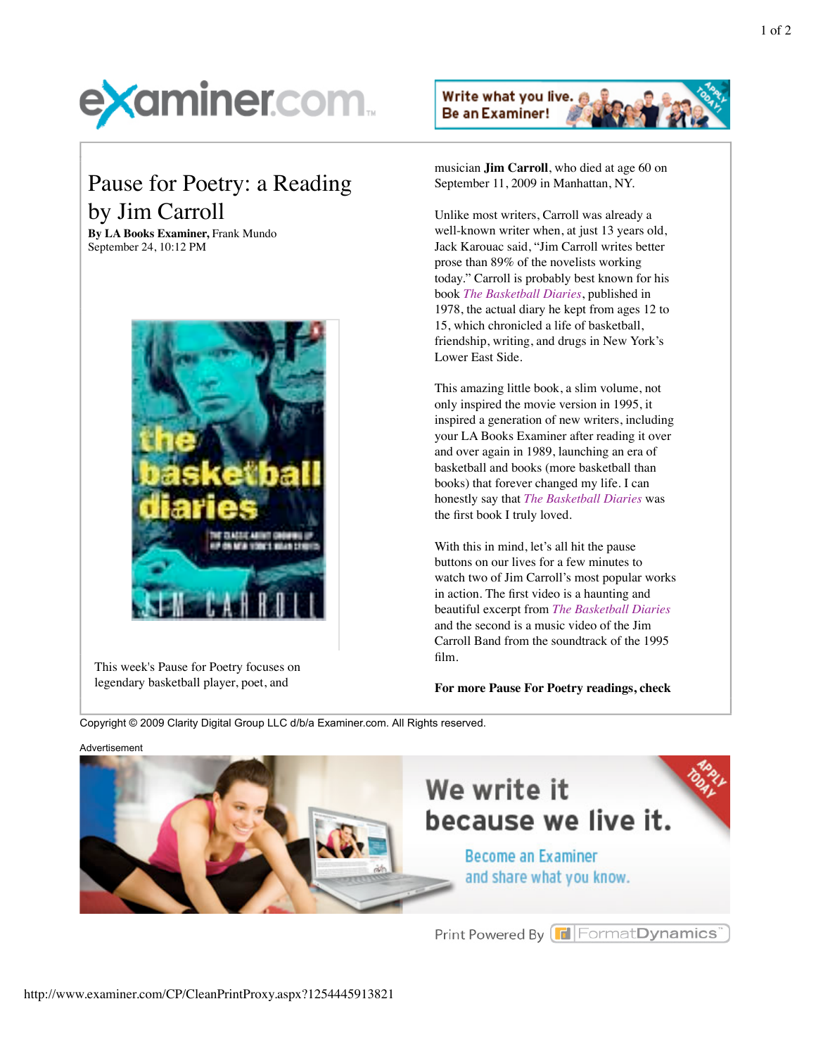# Pause for Poetry: a Reading by Jim Carroll

**By LA Books Examiner,** Frank Mundo
September 24, 10:12 PM

This week's Pause for Poetry focuses on legendary basketball player, poet, and musician **Jim Carroll**, who died at age 60 on September 11, 2009 in Manhattan, NY.

Unlike most writers, Carroll was already a well-known writer when, at just 13 years old, Jack Karouac said, "Jim Carroll writes better prose than 89% of the novelists working today." Carroll is probably best known for his book *The Basketball Diaries*, published in 1978, the actual diary he kept from ages 12 to 15, which chronicled a life of basketball, friendship, writing, and drugs in New York's Lower East Side.

This amazing little book, a slim volume, not only inspired the movie version in 1995, it inspired a generation of new writers, including your LA Books Examiner after reading it over and over again in 1989, launching an era of basketball and books (more basketball than books) that forever changed my life. I can honestly say that *The Basketball Diaries* was the first book I truly loved.

With this in mind, let's all hit the pause buttons on our lives for a few minutes to watch two of Jim Carroll's most popular works in action. The first video is a haunting and beautiful excerpt from *The Basketball Diaries* and the second is a music video of the Jim Carroll Band from the soundtrack of the 1995 film.

**For more Pause For Poetry readings, check**

Copyright © 2009 Clarity Digital Group LLC d/b/a Examiner.com. All Rights reserved.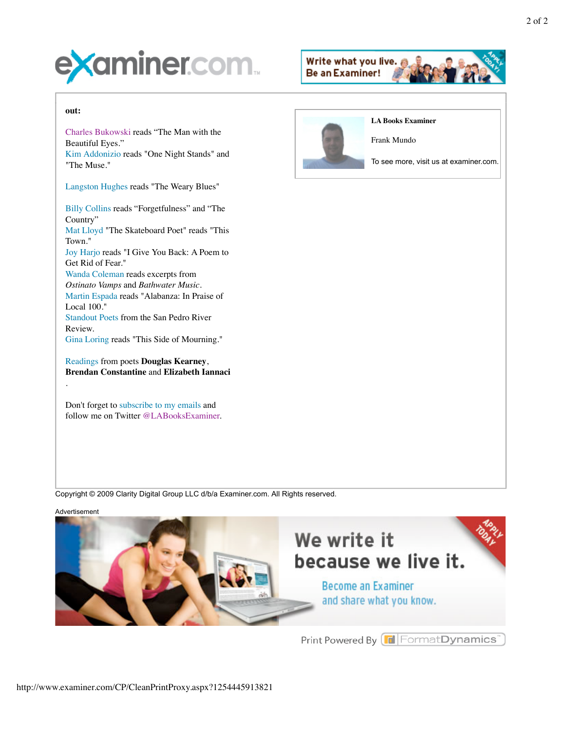**out:**

Charles Bukowski reads “The Man with the Beautiful Eyes.”
Kim Addonizio reads "One Night Stands" and "The Muse."

Langston Hughes reads "The Weary Blues"

Billy Collins reads “Forgetfulness” and “The Country”
Mat Lloyd "The Skateboard Poet" reads "This Town."
Joy Harjo reads "I Give You Back: A Poem to Get Rid of Fear."
Wanda Coleman reads excerpts from *Ostinato Vamps* and *Bathwater Music*.
Martin Espada reads "Alabanza: In Praise of Local 100."
Standout Poets from the San Pedro River Review.
Gina Loring reads "This Side of Mourning."

Readings from poets **Douglas Kearney**, **Brendan Constantine** and **Elizabeth Iannaci**
.

Don't forget to subscribe to my emails and follow me on Twitter @LABooksExaminer.

**LA Books Examiner**

Frank Mundo

To see more, visit us at examiner.com.

Copyright © 2009 Clarity Digital Group LLC d/b/a Examiner.com. All Rights reserved.

Advertisement

http://www.examiner.com/CP/CleanPrintProxy.aspx?1254445913821